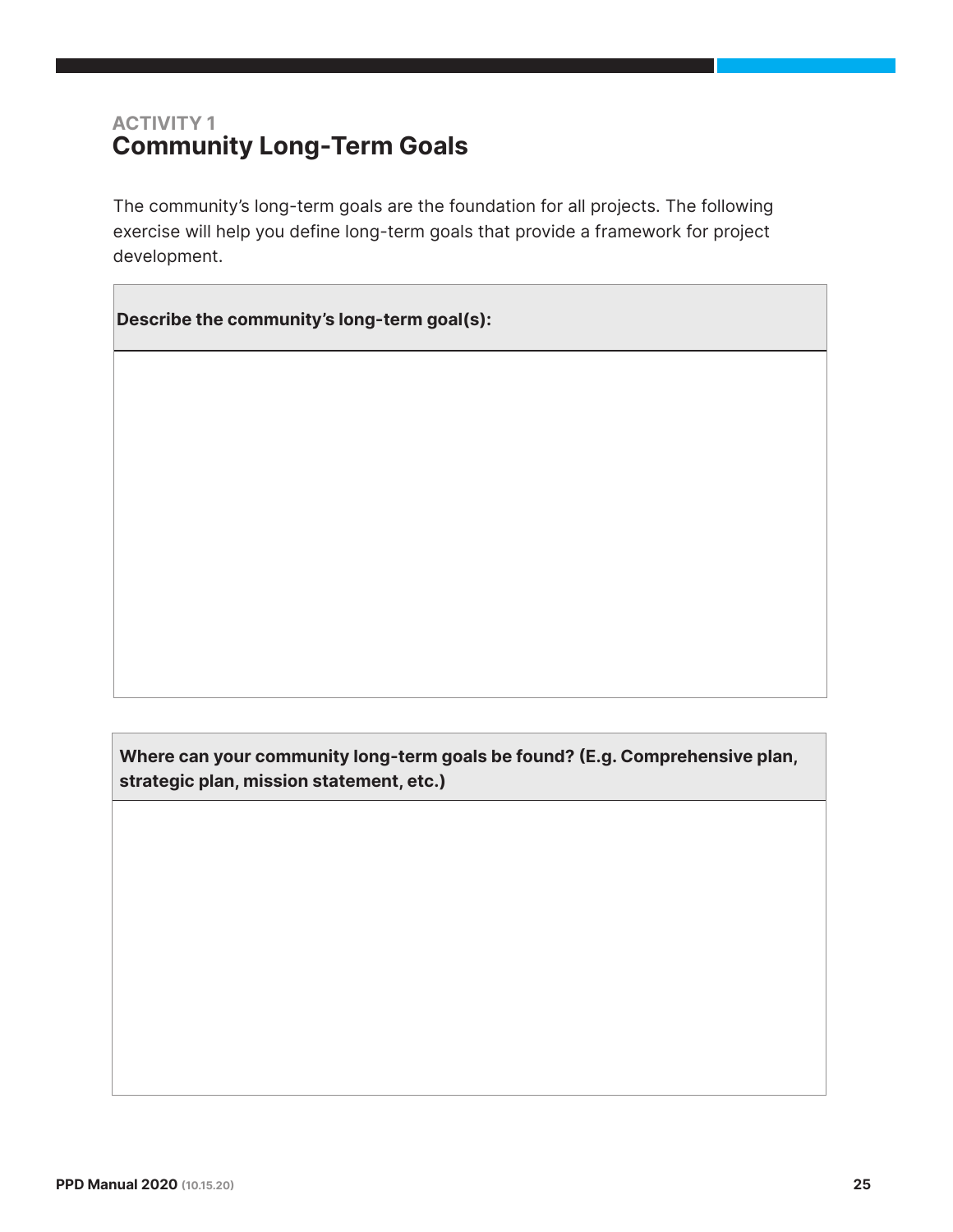ACTIVITY 1

## Community Long-Term Goals

The community's long-term goals are the foundation for all projects. The following exercise will help you define long-term goals that provide a framework for project development.

| **Describe the community's long-term goal(s):** |
| --- |
| |

| **Where can your community long-term goals be found? (E.g. Comprehensive plan, strategic plan, mission statement, etc.)** |
| --- |
| |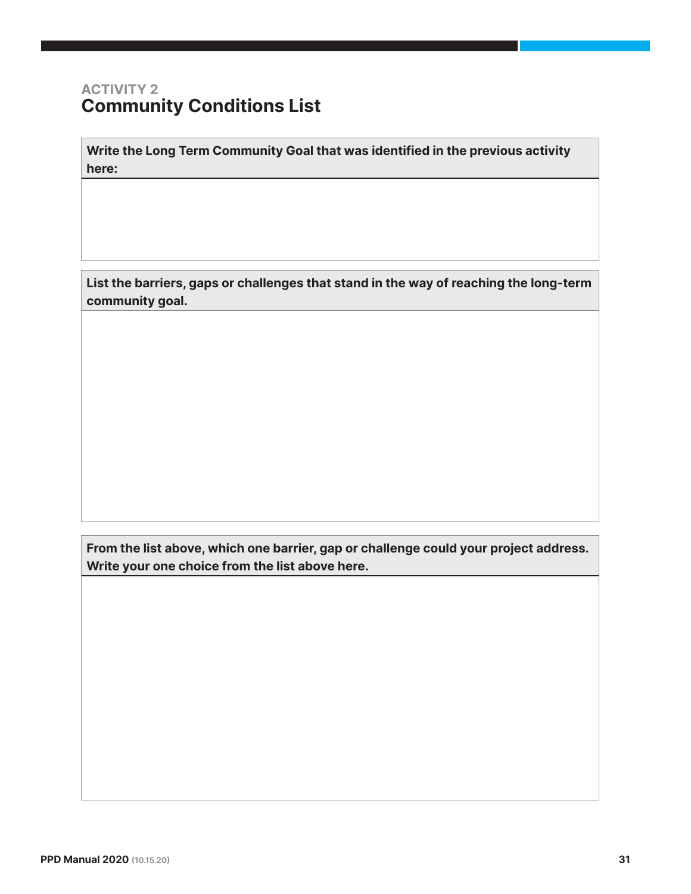ACTIVITY 2

## Community Conditions List

**Write the Long Term Community Goal that was identified in the previous activity here:**

**List the barriers, gaps or challenges that stand in the way of reaching the long-term community goal.**

**From the list above, which one barrier, gap or challenge could your project address. Write your one choice from the list above here.**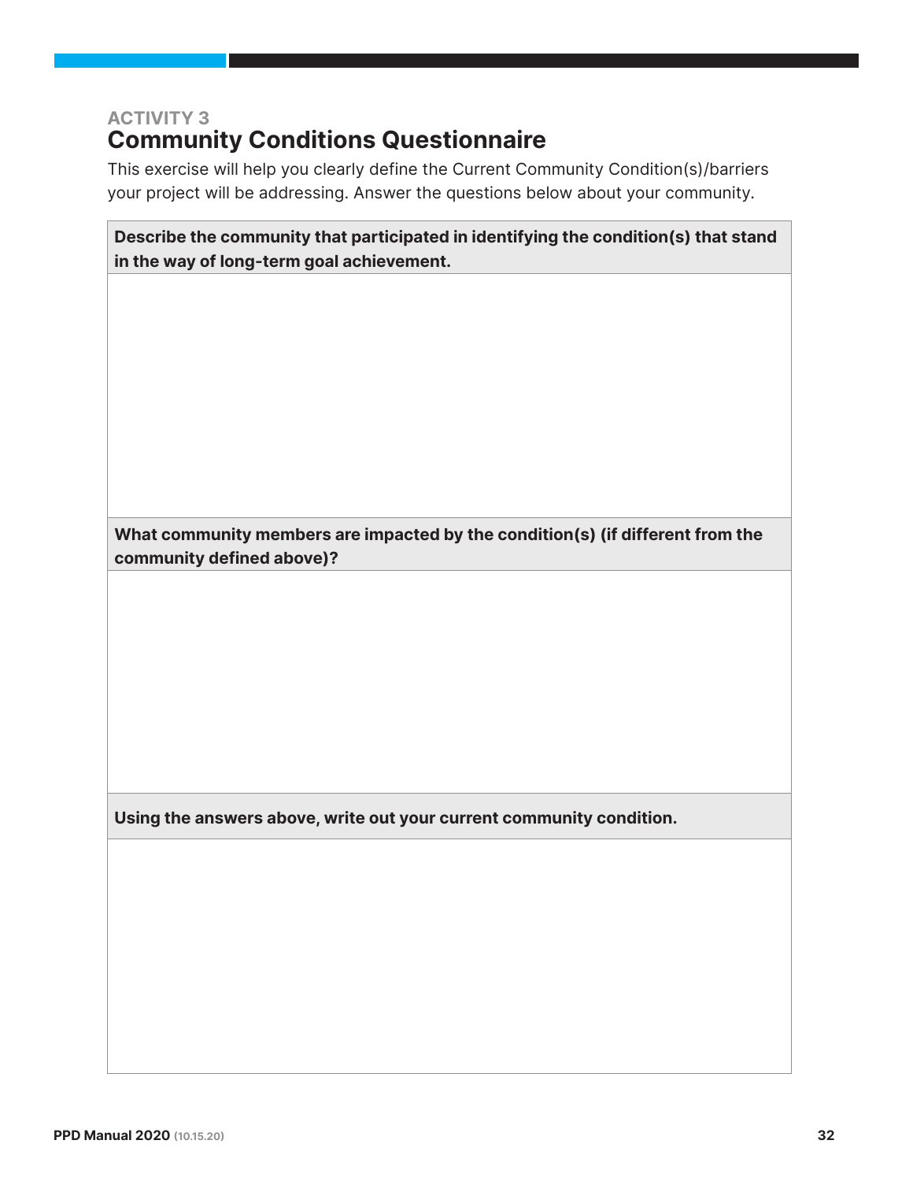ACTIVITY 3

## Community Conditions Questionnaire

This exercise will help you clearly define the Current Community Condition(s)/barriers your project will be addressing. Answer the questions below about your community.

| Describe the community that participated in identifying the condition(s) that stand in the way of long-term goal achievement. |
| --- |
| |
| **What community members are impacted by the condition(s) (if different from the community defined above)?** |
| |
| **Using the answers above, write out your current community condition.** |
| |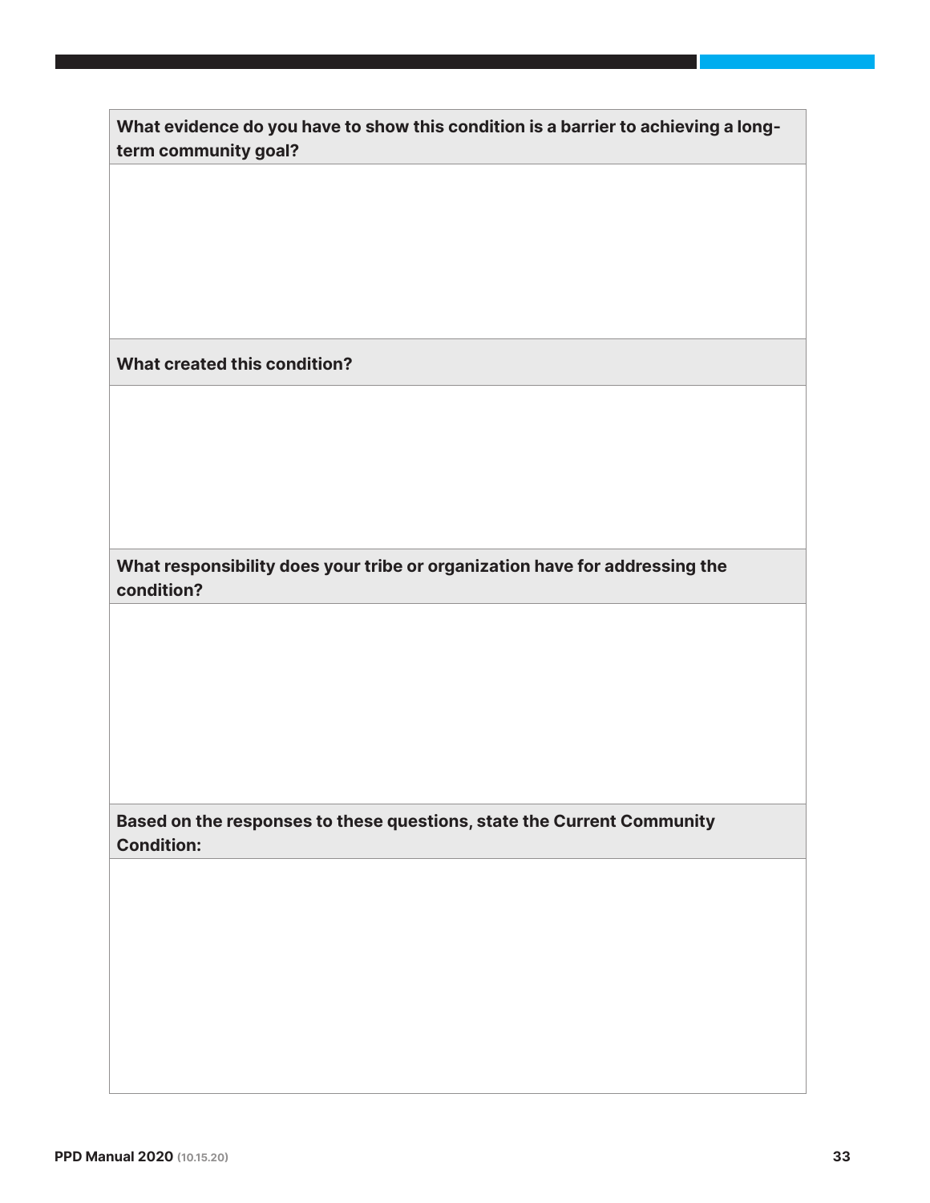| What evidence do you have to show this condition is a barrier to achieving a long-term community goal? |
| --- |
| |
| **What created this condition?** |
| |
| **What responsibility does your tribe or organization have for addressing the condition?** |
| |
| **Based on the responses to these questions, state the Current Community Condition:** |
| |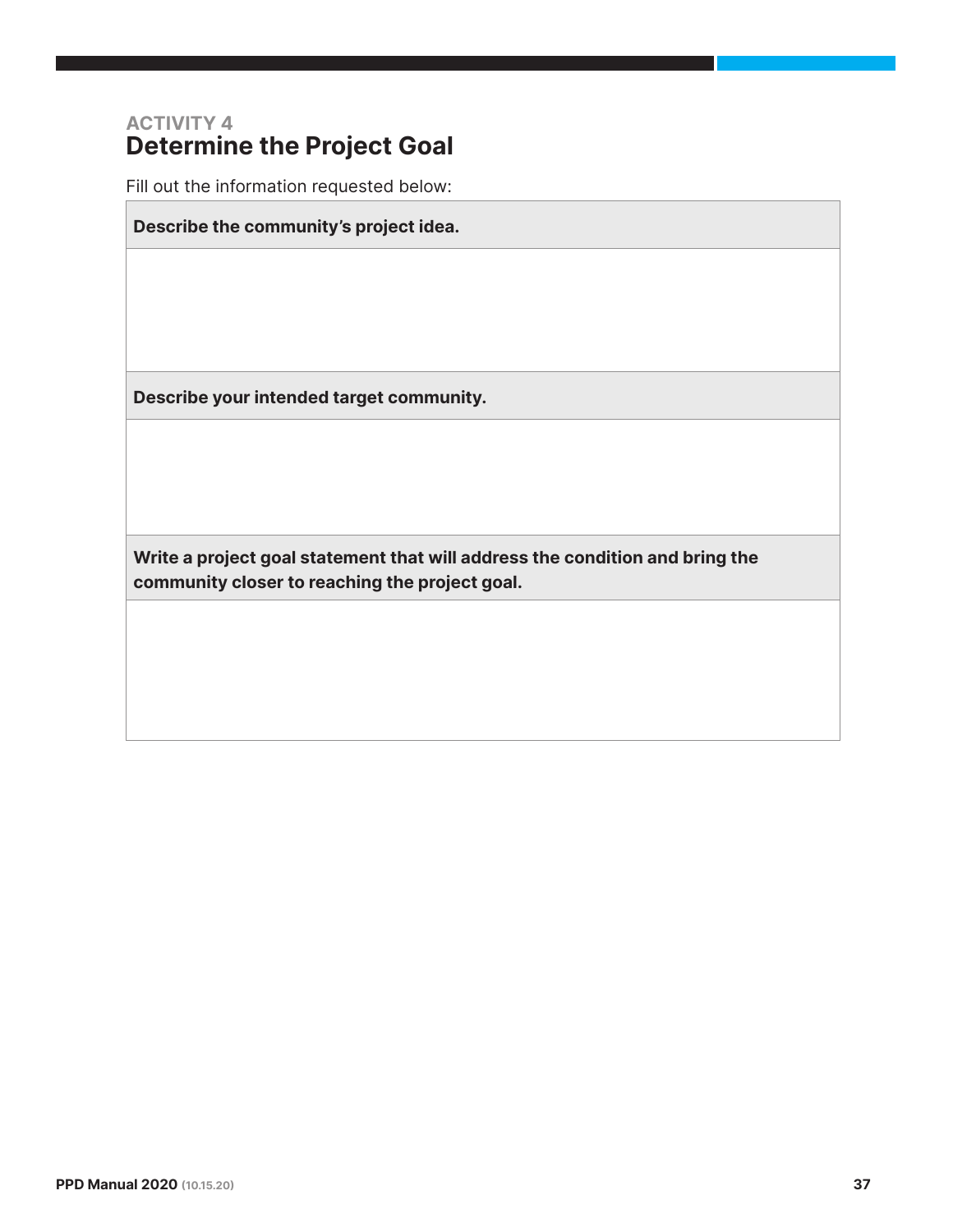### ACTIVITY 4

## Determine the Project Goal

Fill out the information requested below:

| **Describe the community's project idea.** |
| --- |
| |
| **Describe your intended target community.** |
| |
| **Write a project goal statement that will address the condition and bring the community closer to reaching the project goal.** |
| |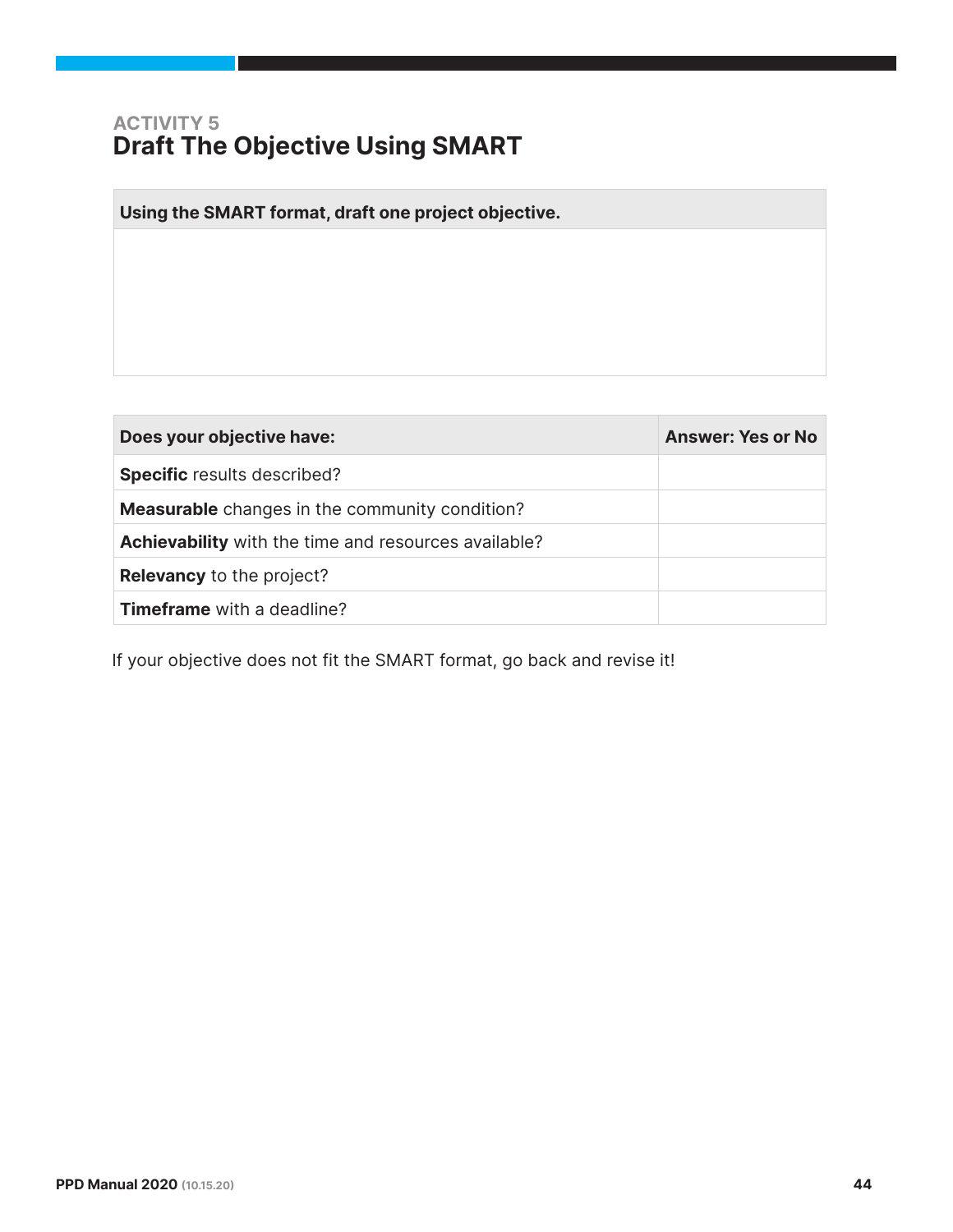ACTIVITY 5

## Draft The Objective Using SMART

| Using the SMART format, draft one project objective. |
| --- |
| |

| Does your objective have: | Answer: Yes or No |
| --- | --- |
| **Specific** results described? | |
| **Measurable** changes in the community condition? | |
| **Achievability** with the time and resources available? | |
| **Relevancy** to the project? | |
| **Timeframe** with a deadline? | |

If your objective does not fit the SMART format, go back and revise it!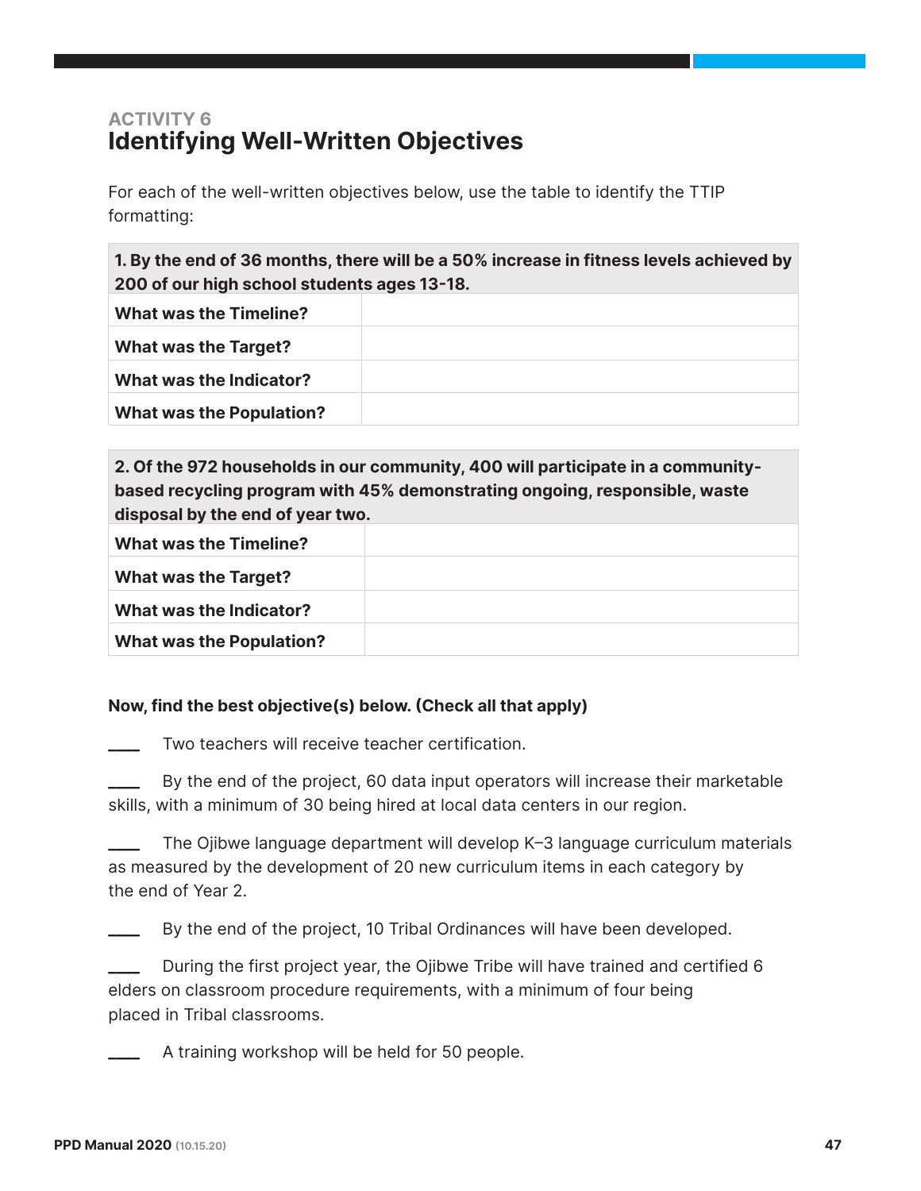ACTIVITY 6

## Identifying Well-Written Objectives

For each of the well-written objectives below, use the table to identify the TTIP formatting:

| **1. By the end of 36 months, there will be a 50% increase in fitness levels achieved by 200 of our high school students ages 13-18.** | |
|---|---|
| **What was the Timeline?** | |
| **What was the Target?** | |
| **What was the Indicator?** | |
| **What was the Population?** | |

| **2. Of the 972 households in our community, 400 will participate in a community-based recycling program with 45% demonstrating ongoing, responsible, waste disposal by the end of year two.** | |
|---|---|
| **What was the Timeline?** | |
| **What was the Target?** | |
| **What was the Indicator?** | |
| **What was the Population?** | |

**Now, find the best objective(s) below. (Check all that apply)**

____ Two teachers will receive teacher certification.

____ By the end of the project, 60 data input operators will increase their marketable skills, with a minimum of 30 being hired at local data centers in our region.

____ The Ojibwe language department will develop K–3 language curriculum materials as measured by the development of 20 new curriculum items in each category by the end of Year 2.

____ By the end of the project, 10 Tribal Ordinances will have been developed.

____ During the first project year, the Ojibwe Tribe will have trained and certified 6 elders on classroom procedure requirements, with a minimum of four being placed in Tribal classrooms.

____ A training workshop will be held for 50 people.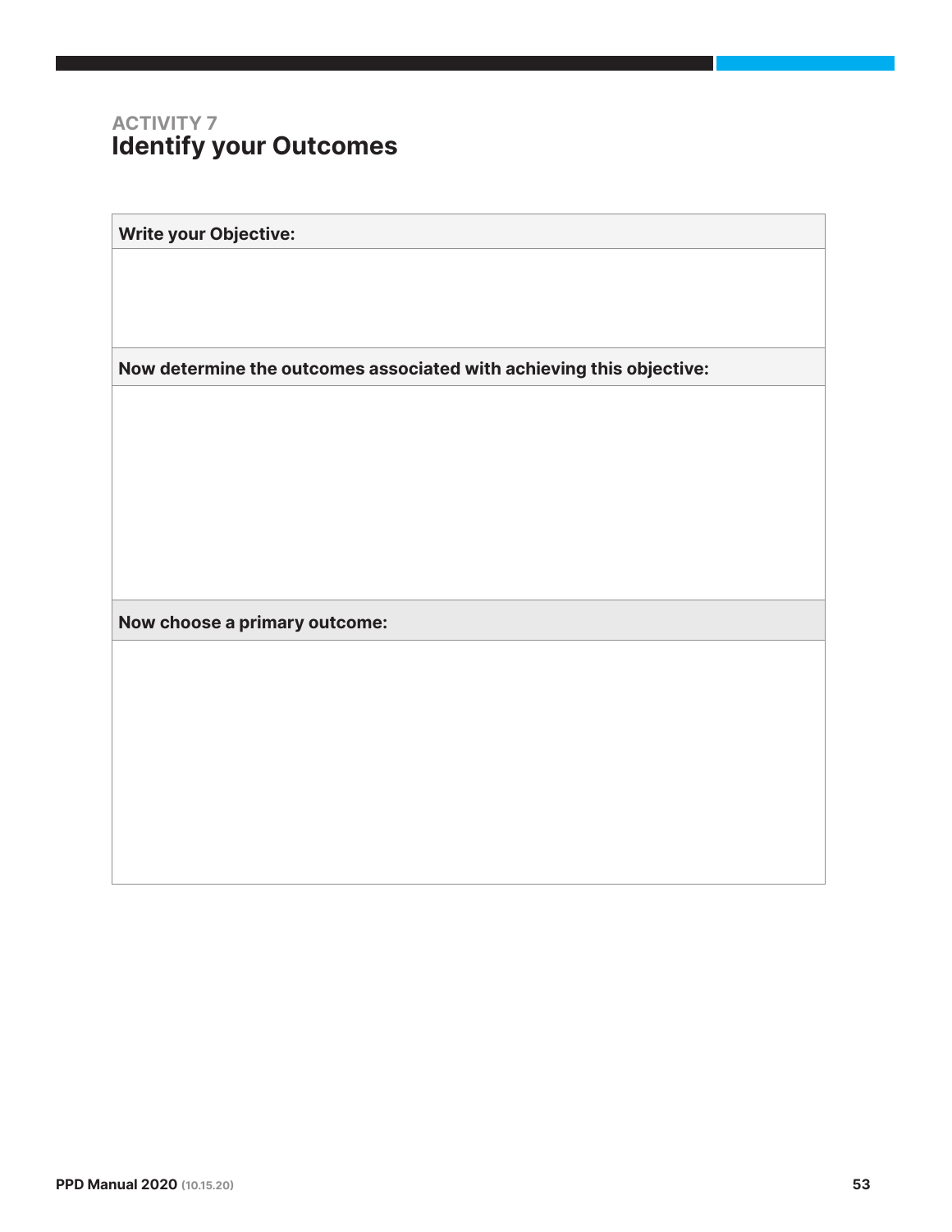ACTIVITY 7

## Identify your Outcomes

| Write your Objective: |
| --- |
| |
| **Now determine the outcomes associated with achieving this objective:** |
| |
| **Now choose a primary outcome:** |
| |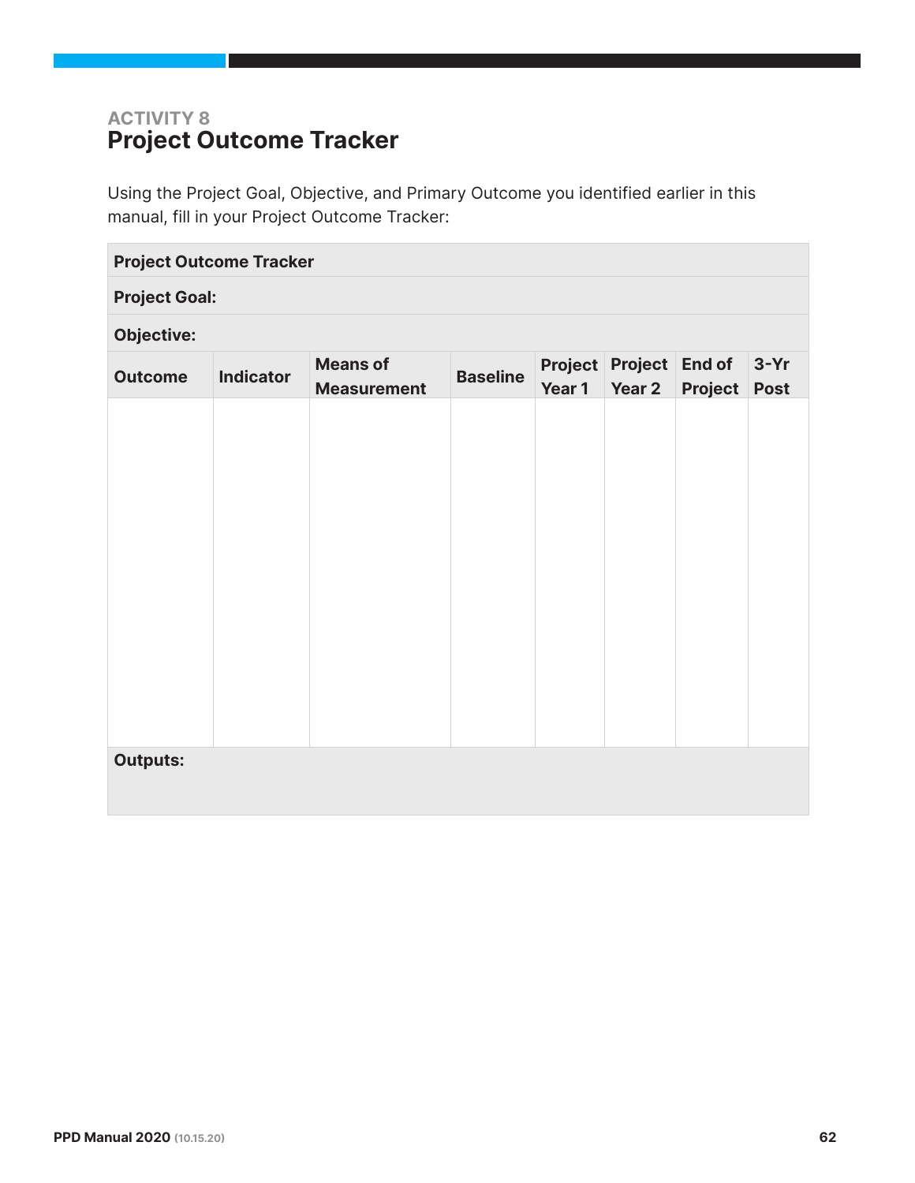ACTIVITY 8

## Project Outcome Tracker

Using the Project Goal, Objective, and Primary Outcome you identified earlier in this manual, fill in your Project Outcome Tracker:

| **Project Outcome Tracker** | | | | | | | |
|---|---|---|---|---|---|---|---|
| **Project Goal:** | | | | | | | |
| **Objective:** | | | | | | | |
| **Outcome** | **Indicator** | **Means of Measurement** | **Baseline** | **Project Year 1** | **Project Year 2** | **End of Project** | **3-Yr Post** |
| | | | | | | | |
| **Outputs:** | | | | | | | |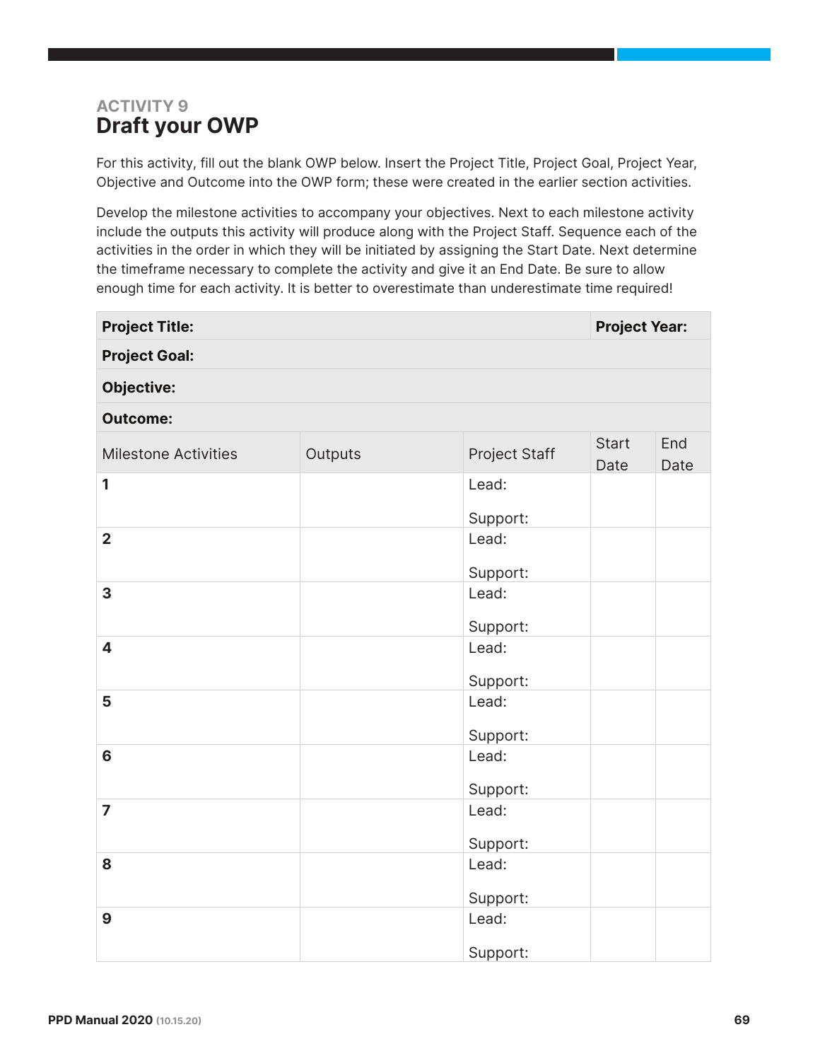### ACTIVITY 9

## Draft your OWP

For this activity, fill out the blank OWP below. Insert the Project Title, Project Goal, Project Year, Objective and Outcome into the OWP form; these were created in the earlier section activities.

Develop the milestone activities to accompany your objectives. Next to each milestone activity include the outputs this activity will produce along with the Project Staff. Sequence each of the activities in the order in which they will be initiated by assigning the Start Date. Next determine the timeframe necessary to complete the activity and give it an End Date. Be sure to allow enough time for each activity. It is better to overestimate than underestimate time required!

| **Project Title:** | | | **Project Year:** | |
|---|---|---|---|---|
| **Project Goal:** | | | | |
| **Objective:** | | | | |
| **Outcome:** | | | | |
| Milestone Activities | Outputs | Project Staff | Start Date | End Date |
| **1** | | Lead:<br><br>Support: | | |
| **2** | | Lead:<br><br>Support: | | |
| **3** | | Lead:<br><br>Support: | | |
| **4** | | Lead:<br><br>Support: | | |
| **5** | | Lead:<br><br>Support: | | |
| **6** | | Lead:<br><br>Support: | | |
| **7** | | Lead:<br><br>Support: | | |
| **8** | | Lead:<br><br>Support: | | |
| **9** | | Lead:<br><br>Support: | | |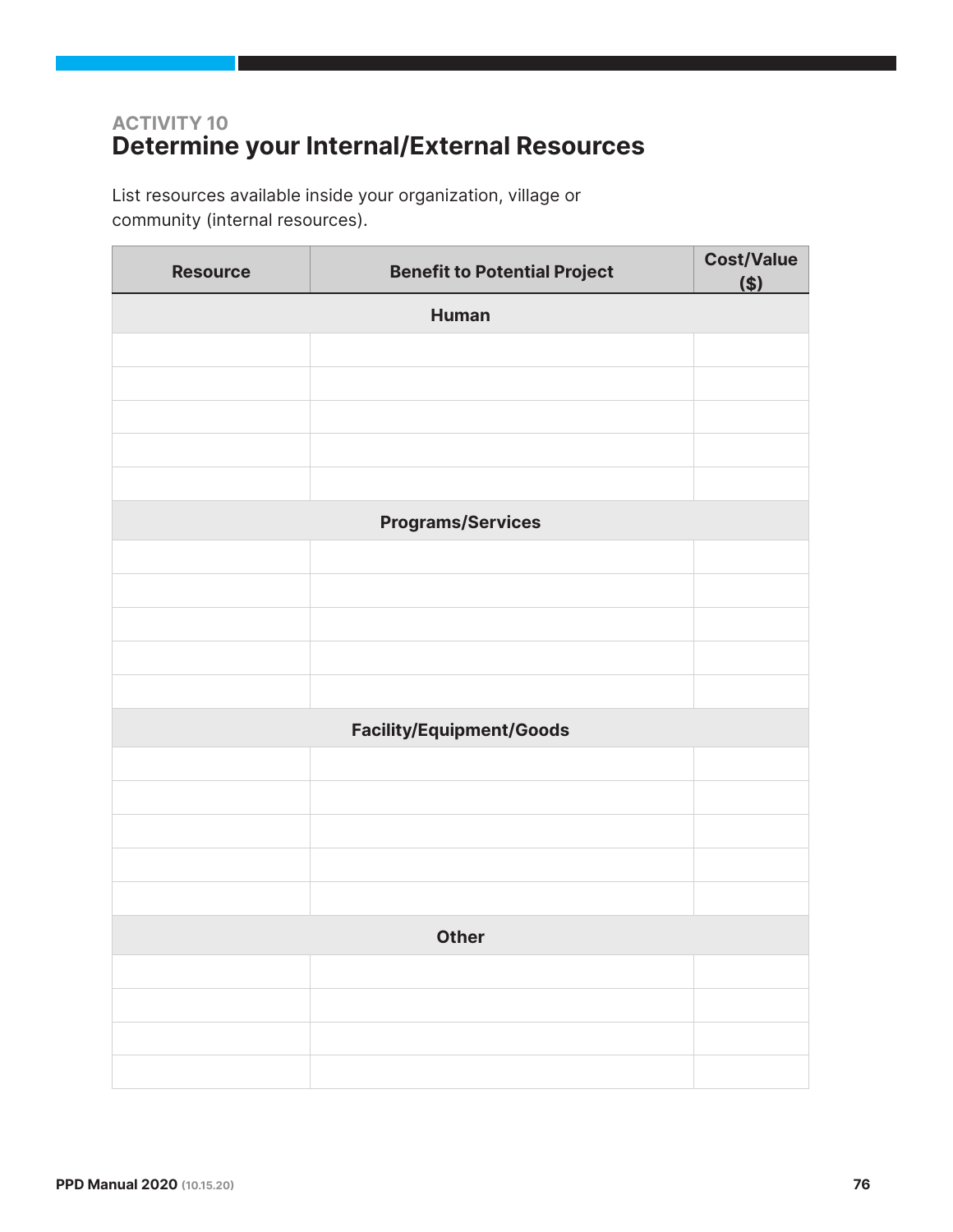### ACTIVITY 10
## Determine your Internal/External Resources

List resources available inside your organization, village or community (internal resources).

| Resource | Benefit to Potential Project | Cost/Value ($) |
|---|---|---|
| **Human** | | |
| | | |
| | | |
| | | |
| | | |
| | | |
| **Programs/Services** | | |
| | | |
| | | |
| | | |
| | | |
| | | |
| **Facility/Equipment/Goods** | | |
| | | |
| | | |
| | | |
| | | |
| | | |
| **Other** | | |
| | | |
| | | |
| | | |
| | | |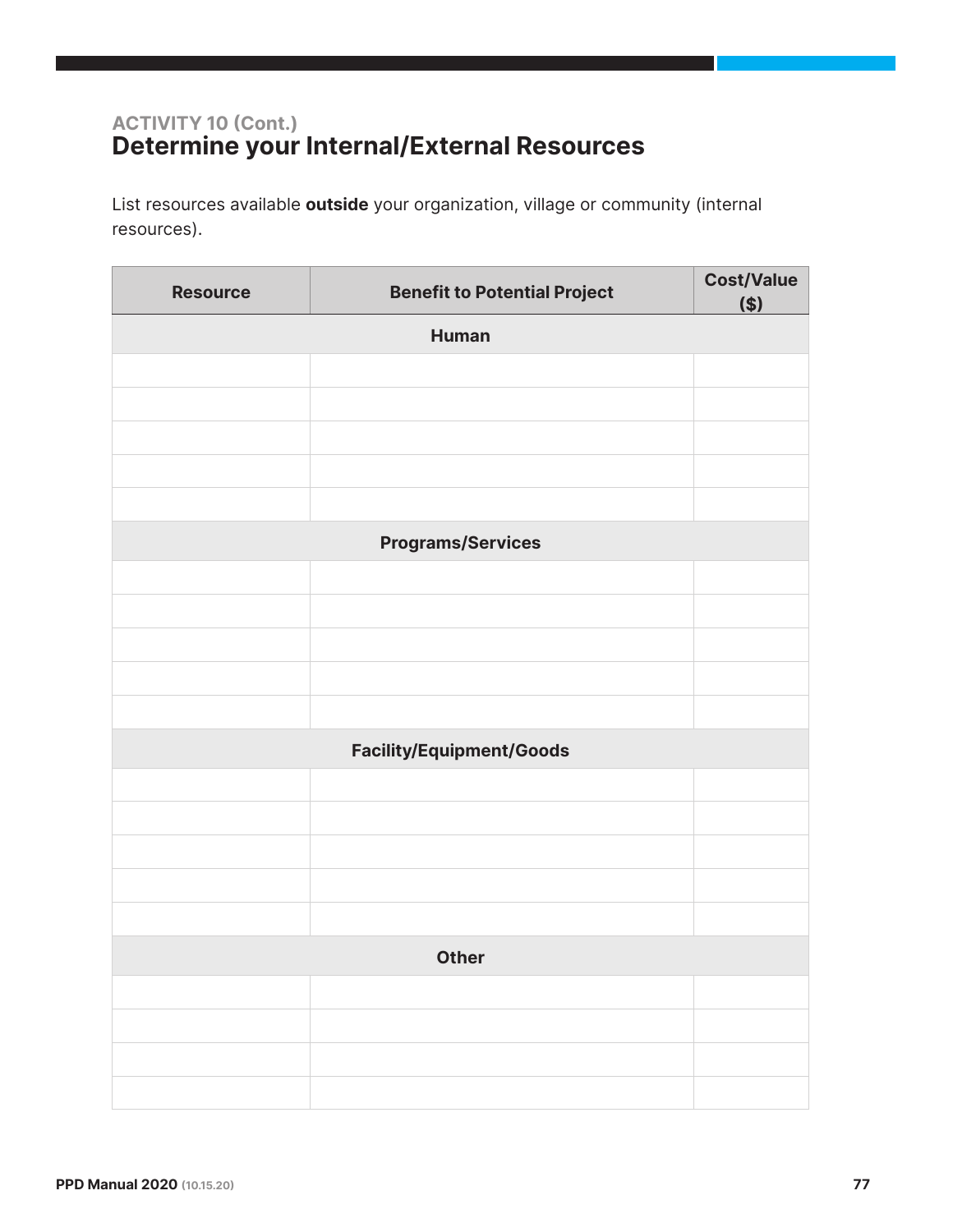ACTIVITY 10 (Cont.)

## Determine your Internal/External Resources

List resources available **outside** your organization, village or community (internal resources).

| Resource | Benefit to Potential Project | Cost/Value ($) |
|---|---|---|
| **Human** | | |
| | | |
| | | |
| | | |
| | | |
| | | |
| **Programs/Services** | | |
| | | |
| | | |
| | | |
| | | |
| | | |
| **Facility/Equipment/Goods** | | |
| | | |
| | | |
| | | |
| | | |
| | | |
| **Other** | | |
| | | |
| | | |
| | | |
| | | |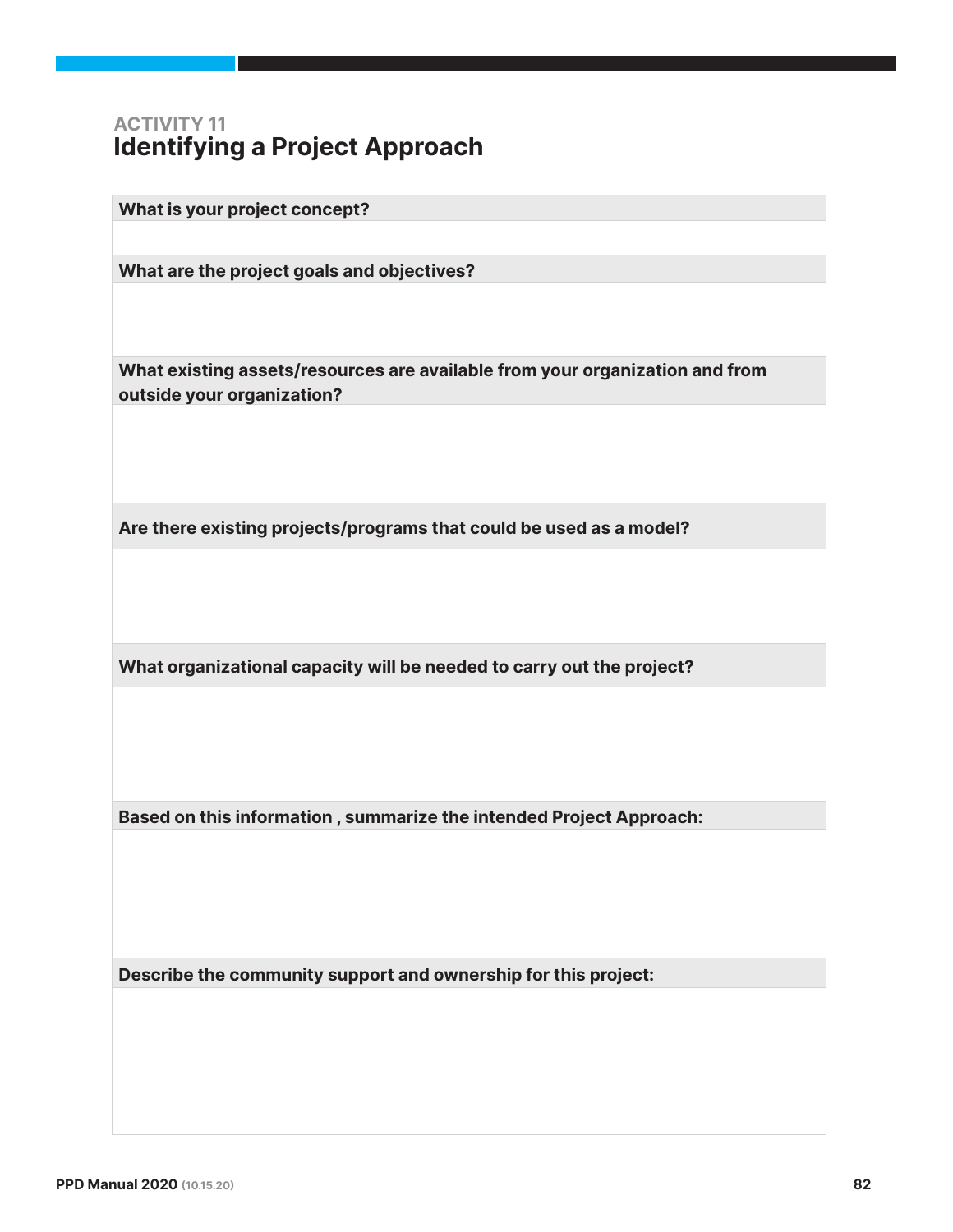ACTIVITY 11

## Identifying a Project Approach

| What is your project concept? |
|---|
| |
| **What are the project goals and objectives?** |
| |
| **What existing assets/resources are available from your organization and from outside your organization?** |
| |
| **Are there existing projects/programs that could be used as a model?** |
| |
| **What organizational capacity will be needed to carry out the project?** |
| |
| **Based on this information , summarize the intended Project Approach:** |
| |
| **Describe the community support and ownership for this project:** |
| |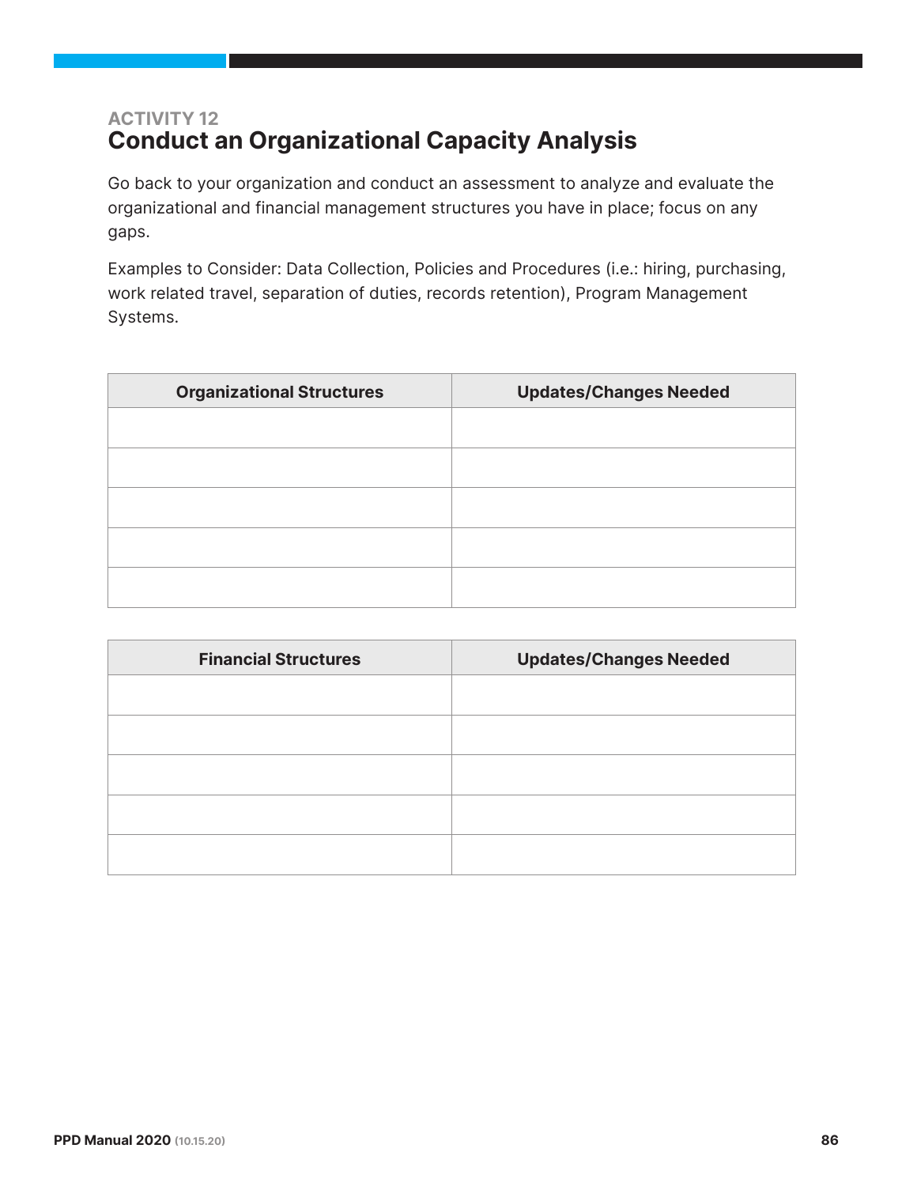ACTIVITY 12

## Conduct an Organizational Capacity Analysis

Go back to your organization and conduct an assessment to analyze and evaluate the organizational and financial management structures you have in place; focus on any gaps.

Examples to Consider: Data Collection, Policies and Procedures (i.e.: hiring, purchasing, work related travel, separation of duties, records retention), Program Management Systems.

| Organizational Structures | Updates/Changes Needed |
| --- | --- |
| | |
| | |
| | |
| | |
| | |

| Financial Structures | Updates/Changes Needed |
| --- | --- |
| | |
| | |
| | |
| | |
| | |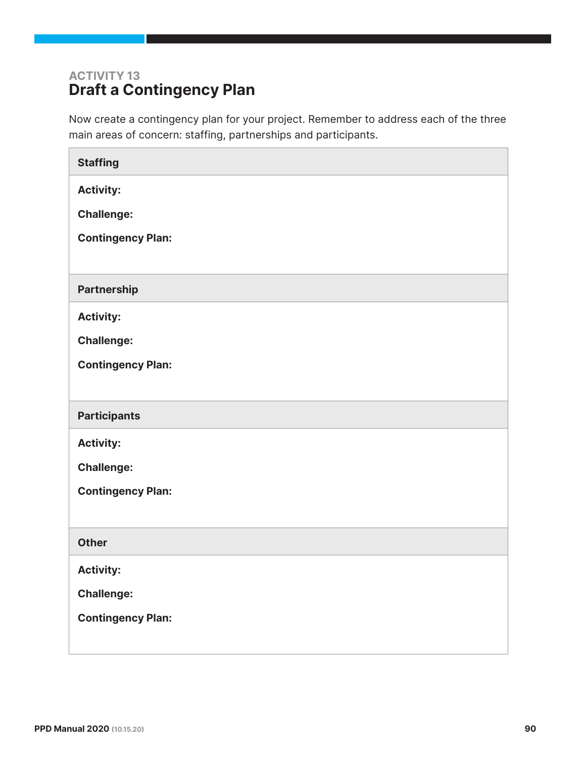### ACTIVITY 13
## Draft a Contingency Plan

Now create a contingency plan for your project. Remember to address each of the three main areas of concern: staffing, partnerships and participants.

| **Staffing** |
| --- |
| **Activity:**<br><br>**Challenge:**<br><br>**Contingency Plan:** |

| **Partnership** |
| --- |
| **Activity:**<br><br>**Challenge:**<br><br>**Contingency Plan:** |

| **Participants** |
| --- |
| **Activity:**<br><br>**Challenge:**<br><br>**Contingency Plan:** |

| **Other** |
| --- |
| **Activity:**<br><br>**Challenge:**<br><br>**Contingency Plan:** |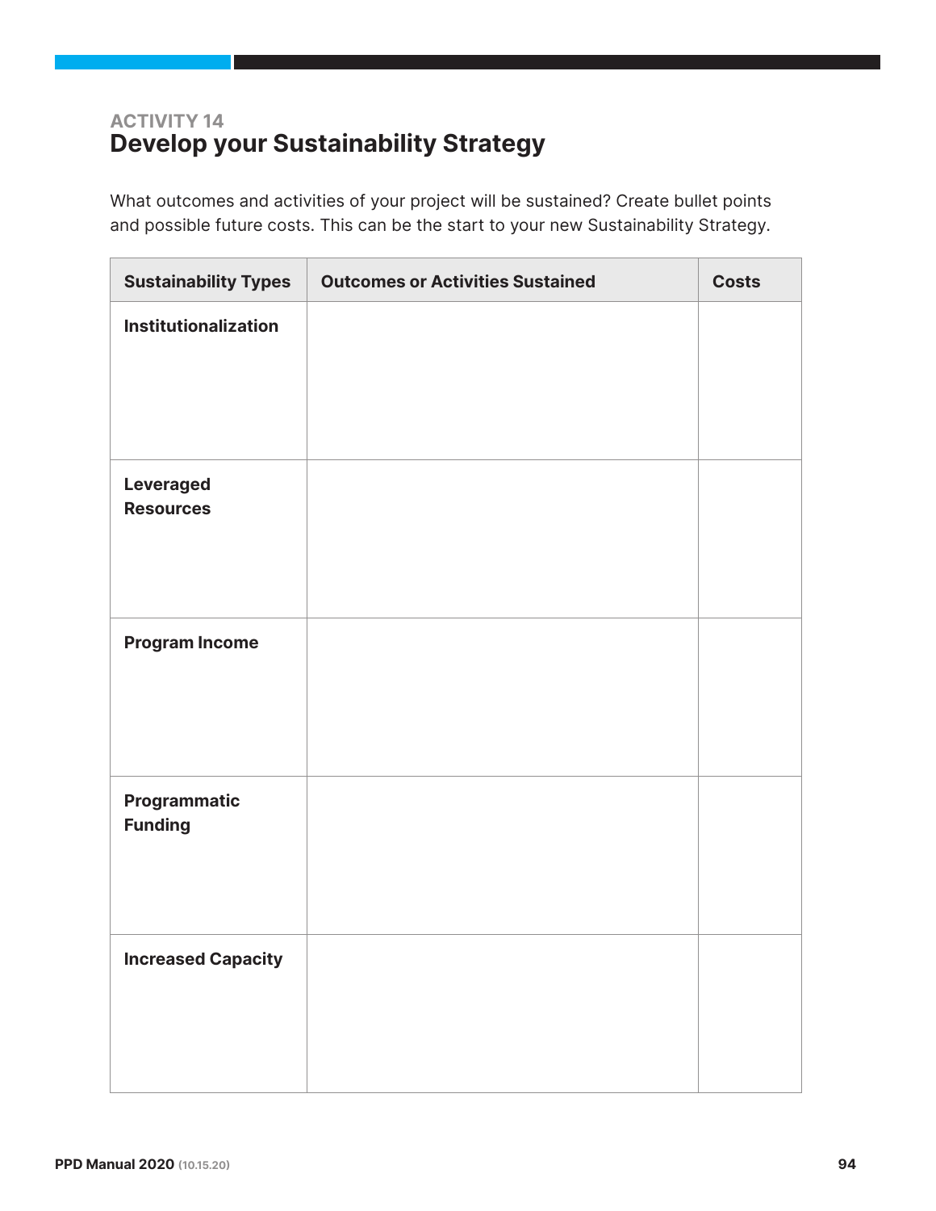## ACTIVITY 14
# Develop your Sustainability Strategy

What outcomes and activities of your project will be sustained? Create bullet points and possible future costs. This can be the start to your new Sustainability Strategy.

| Sustainability Types | Outcomes or Activities Sustained | Costs |
| --- | --- | --- |
| **Institutionalization** | | |
| **Leveraged Resources** | | |
| **Program Income** | | |
| **Programmatic Funding** | | |
| **Increased Capacity** | | |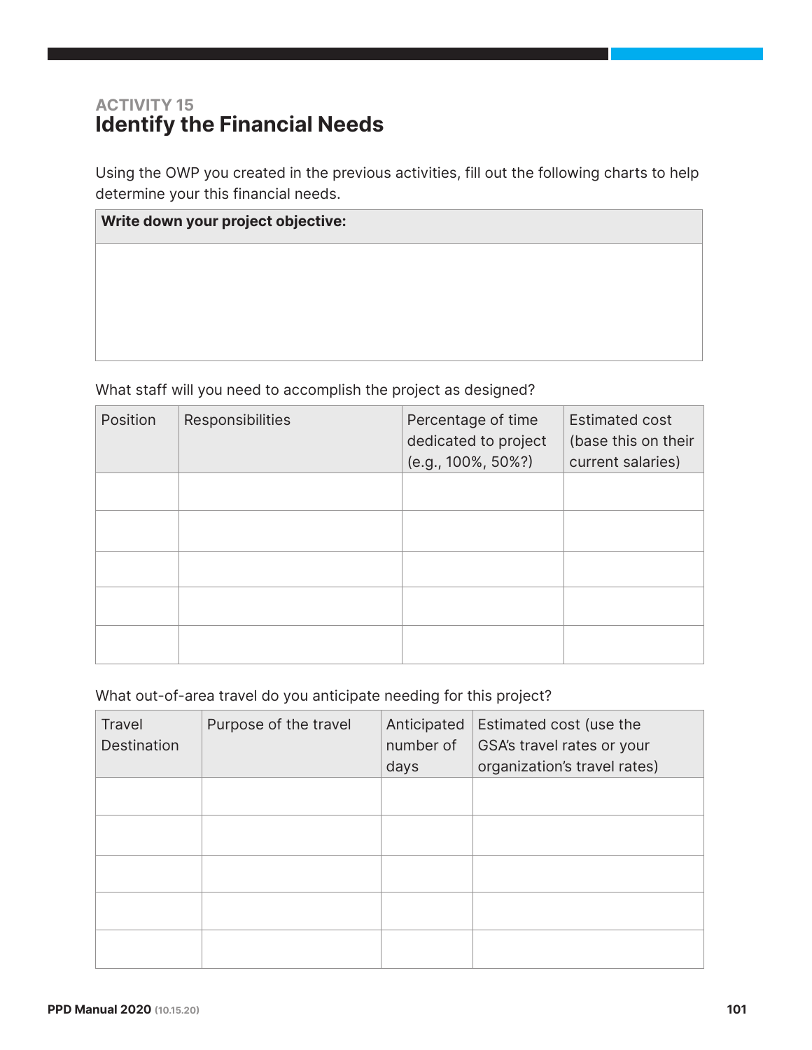### ACTIVITY 15
## Identify the Financial Needs

Using the OWP you created in the previous activities, fill out the following charts to help determine your this financial needs.

| **Write down your project objective:** |
|---|
| |

What staff will you need to accomplish the project as designed?

| Position | Responsibilities | Percentage of time dedicated to project (e.g., 100%, 50%?) | Estimated cost (base this on their current salaries) |
|---|---|---|---|
| | | | |
| | | | |
| | | | |
| | | | |
| | | | |

What out-of-area travel do you anticipate needing for this project?

| Travel Destination | Purpose of the travel | Anticipated number of days | Estimated cost (use the GSA's travel rates or your organization's travel rates) |
|---|---|---|---|
| | | | |
| | | | |
| | | | |
| | | | |
| | | | |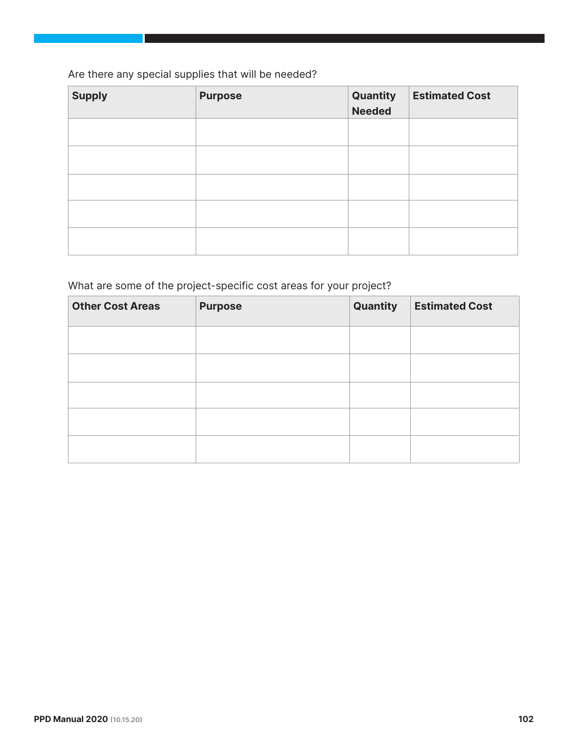Are there any special supplies that will be needed?

| Supply | Purpose | Quantity Needed | Estimated Cost |
| --- | --- | --- | --- |
| | | | |
| | | | |
| | | | |
| | | | |
| | | | |

What are some of the project-specific cost areas for your project?

| Other Cost Areas | Purpose | Quantity | Estimated Cost |
| --- | --- | --- | --- |
| | | | |
| | | | |
| | | | |
| | | | |
| | | | |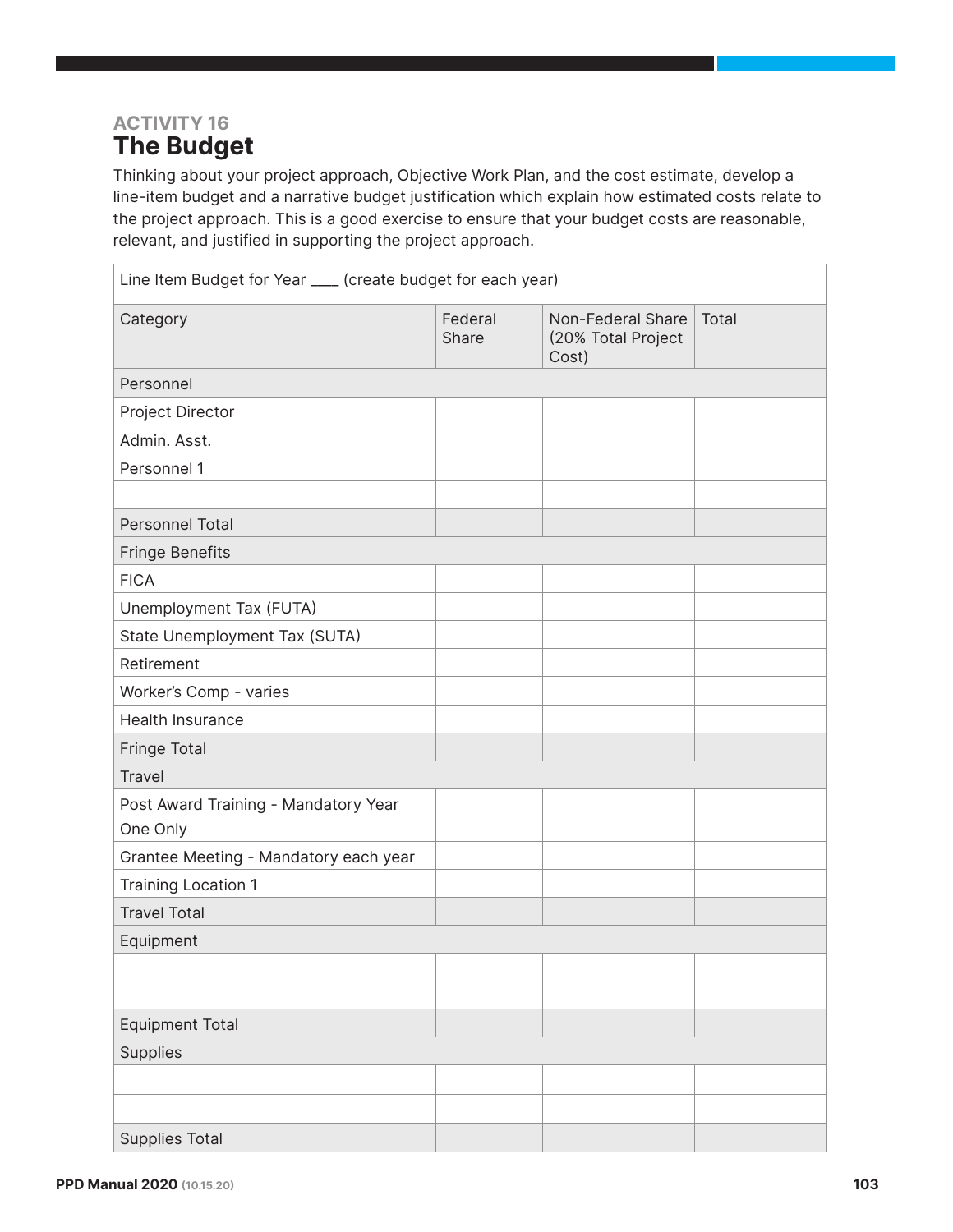### ACTIVITY 16
## The Budget

Thinking about your project approach, Objective Work Plan, and the cost estimate, develop a line-item budget and a narrative budget justification which explain how estimated costs relate to the project approach. This is a good exercise to ensure that your budget costs are reasonable, relevant, and justified in supporting the project approach.

| Line Item Budget for Year ____ (create budget for each year) | | | |
|---|---|---|---|
| Category | Federal Share | Non-Federal Share (20% Total Project Cost) | Total |
| Personnel | | | |
| Project Director | | | |
| Admin. Asst. | | | |
| Personnel 1 | | | |
| | | | |
| Personnel Total | | | |
| Fringe Benefits | | | |
| FICA | | | |
| Unemployment Tax (FUTA) | | | |
| State Unemployment Tax (SUTA) | | | |
| Retirement | | | |
| Worker's Comp - varies | | | |
| Health Insurance | | | |
| Fringe Total | | | |
| Travel | | | |
| Post Award Training - Mandatory Year One Only | | | |
| Grantee Meeting - Mandatory each year | | | |
| Training Location 1 | | | |
| Travel Total | | | |
| Equipment | | | |
| | | | |
| | | | |
| Equipment Total | | | |
| Supplies | | | |
| | | | |
| | | | |
| Supplies Total | | | |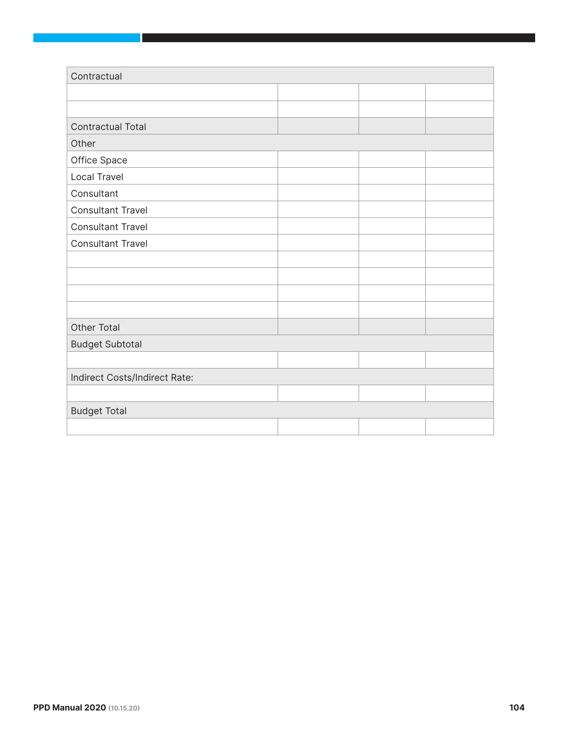| Contractual | | | |
|---|---|---|---|
| | | | |
| | | | |
| Contractual Total | | | |
| Other | | | |
| Office Space | | | |
| Local Travel | | | |
| Consultant | | | |
| Consultant Travel | | | |
| Consultant Travel | | | |
| Consultant Travel | | | |
| | | | |
| | | | |
| | | | |
| | | | |
| Other Total | | | |
| Budget Subtotal | | | |
| | | | |
| Indirect Costs/Indirect Rate: | | | |
| | | | |
| Budget Total | | | |
| | | | |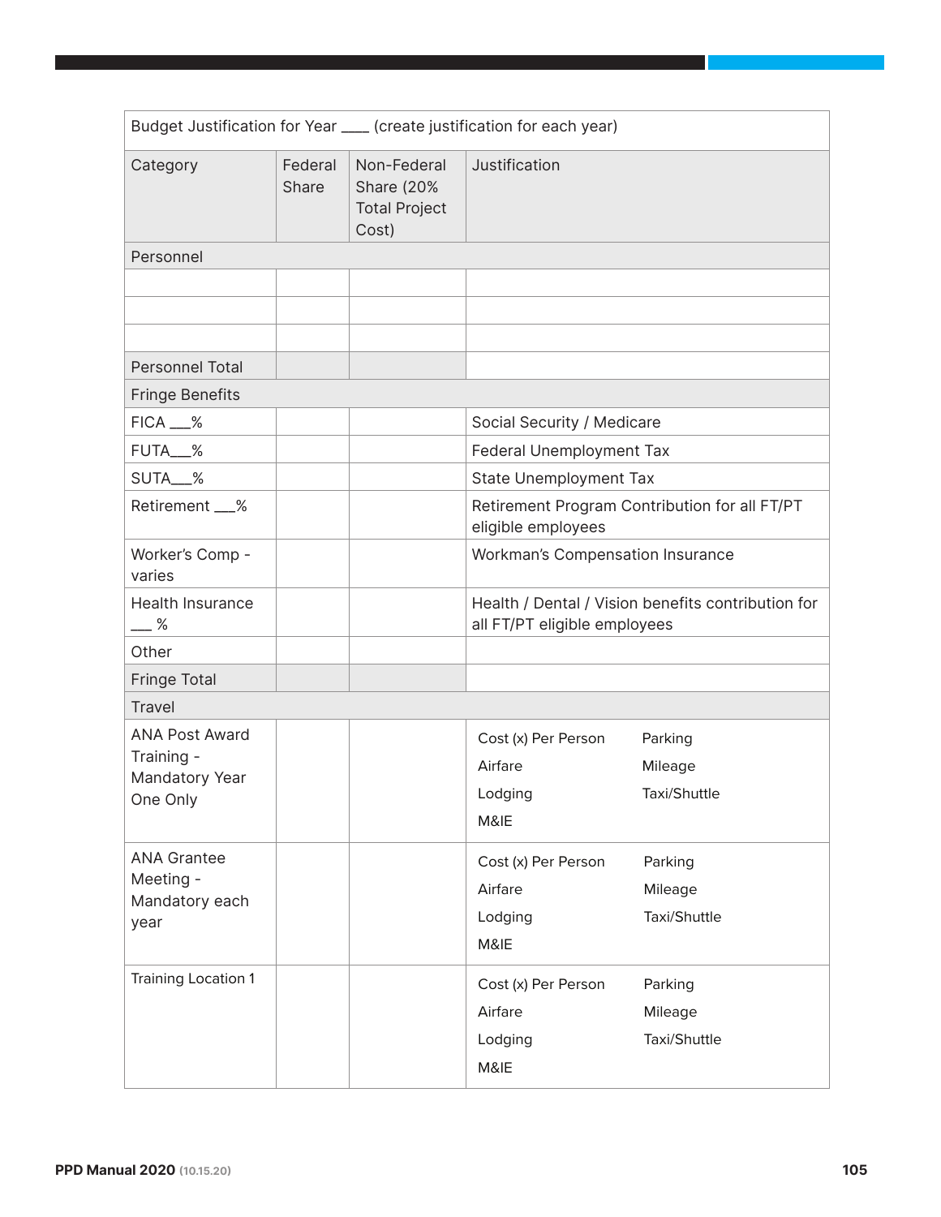| Budget Justification for Year ____ (create justification for each year) | | | |
|---|---|---|---|
| Category | Federal Share | Non-Federal Share (20% Total Project Cost) | Justification |
| Personnel | | | |
| | | | |
| | | | |
| | | | |
| Personnel Total | | | |
| Fringe Benefits | | | |
| FICA ___% | | | Social Security / Medicare |
| FUTA___% | | | Federal Unemployment Tax |
| SUTA___% | | | State Unemployment Tax |
| Retirement ___% | | | Retirement Program Contribution for all FT/PT eligible employees |
| Worker's Comp - varies | | | Workman's Compensation Insurance |
| Health Insurance ___ % | | | Health / Dental / Vision benefits contribution for all FT/PT eligible employees |
| Other | | | |
| Fringe Total | | | |
| Travel | | | |
| ANA Post Award Training - Mandatory Year One Only | | | Cost (x) Per Person<br>Airfare<br>Lodging<br>M&IE<br>Parking<br>Mileage<br>Taxi/Shuttle |
| ANA Grantee Meeting - Mandatory each year | | | Cost (x) Per Person<br>Airfare<br>Lodging<br>M&IE<br>Parking<br>Mileage<br>Taxi/Shuttle |
| Training Location 1 | | | Cost (x) Per Person<br>Airfare<br>Lodging<br>M&IE<br>Parking<br>Mileage<br>Taxi/Shuttle |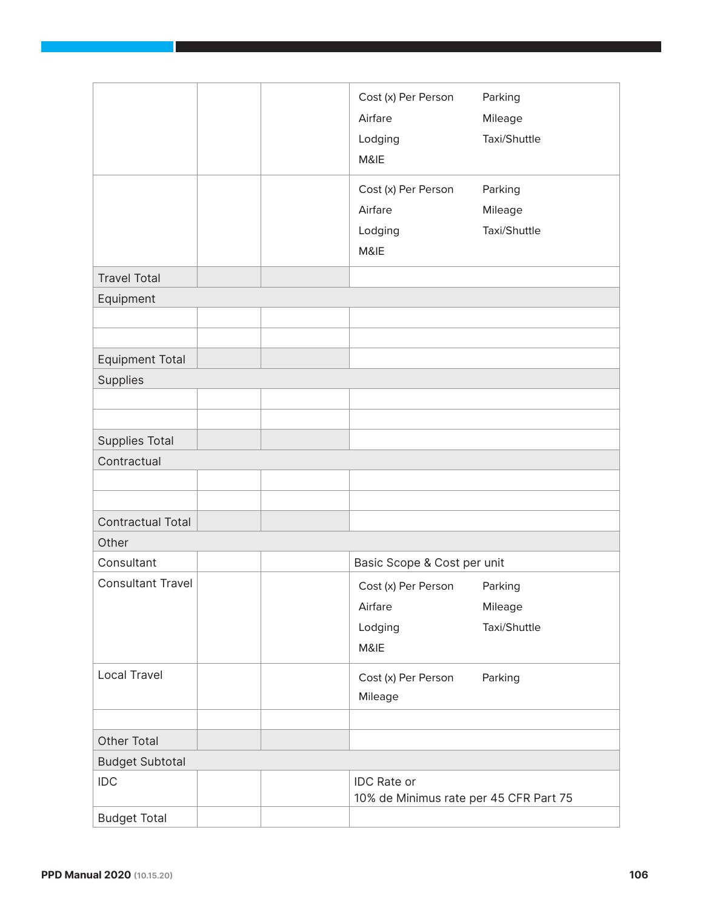| | | | |
|---|---|---|---|
| | | | Cost (x) Per Person<br>Airfare<br>Lodging<br>M&IE<br>Parking<br>Mileage<br>Taxi/Shuttle |
| | | | Cost (x) Per Person<br>Airfare<br>Lodging<br>M&IE<br>Parking<br>Mileage<br>Taxi/Shuttle |
| Travel Total | | | |
| Equipment | | | |
| | | | |
| | | | |
| Equipment Total | | | |
| Supplies | | | |
| | | | |
| | | | |
| Supplies Total | | | |
| Contractual | | | |
| | | | |
| | | | |
| Contractual Total | | | |
| Other | | | |
| Consultant | | | Basic Scope & Cost per unit |
| Consultant Travel | | | Cost (x) Per Person<br>Airfare<br>Lodging<br>M&IE<br>Parking<br>Mileage<br>Taxi/Shuttle |
| Local Travel | | | Cost (x) Per Person<br>Mileage<br>Parking |
| | | | |
| Other Total | | | |
| Budget Subtotal | | | |
| IDC | | | IDC Rate or<br>10% de Minimus rate per 45 CFR Part 75 |
| Budget Total | | | |